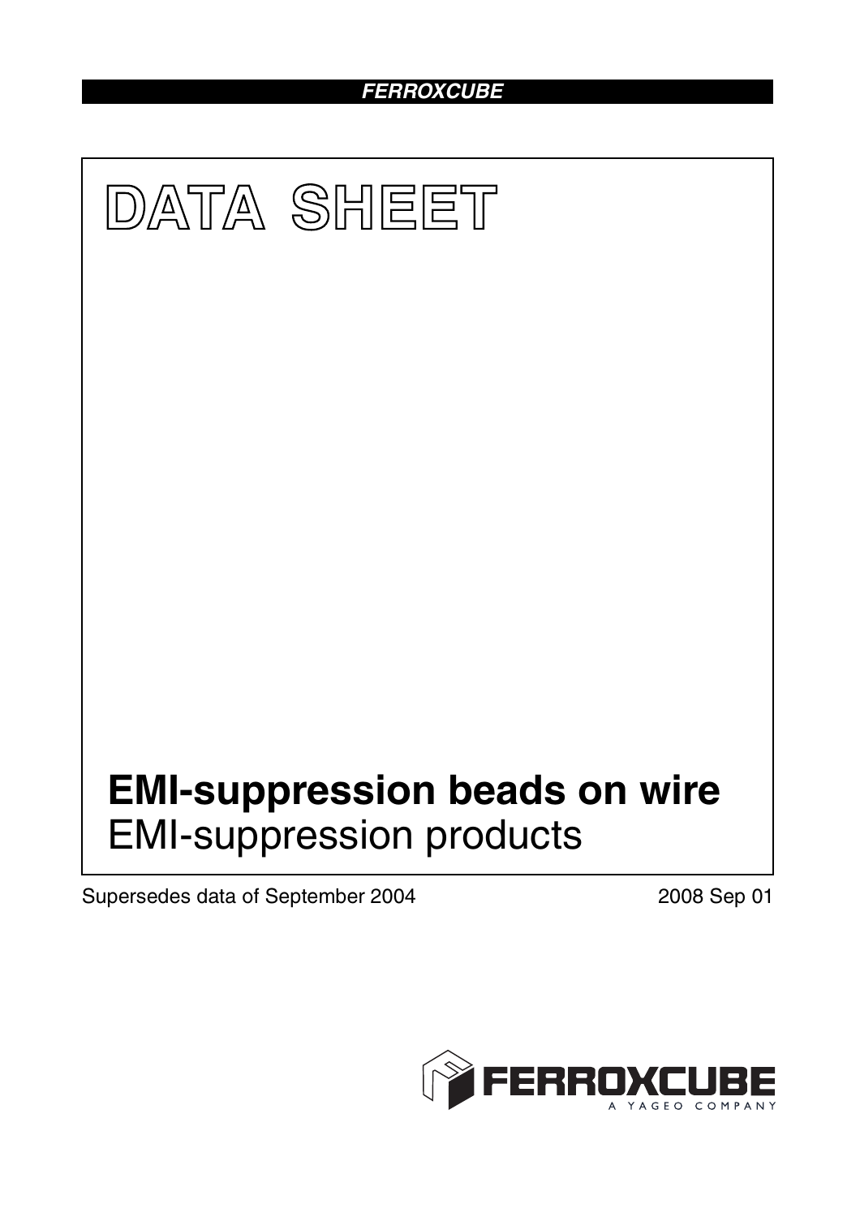FERROXCUBE

# DATA SHEET

# EMI-suppression beads on wire

EMI-suppression products

Supersedes data of September 2004

2008 Sep 01

FERROXCUBE

A YAGEO COMPANY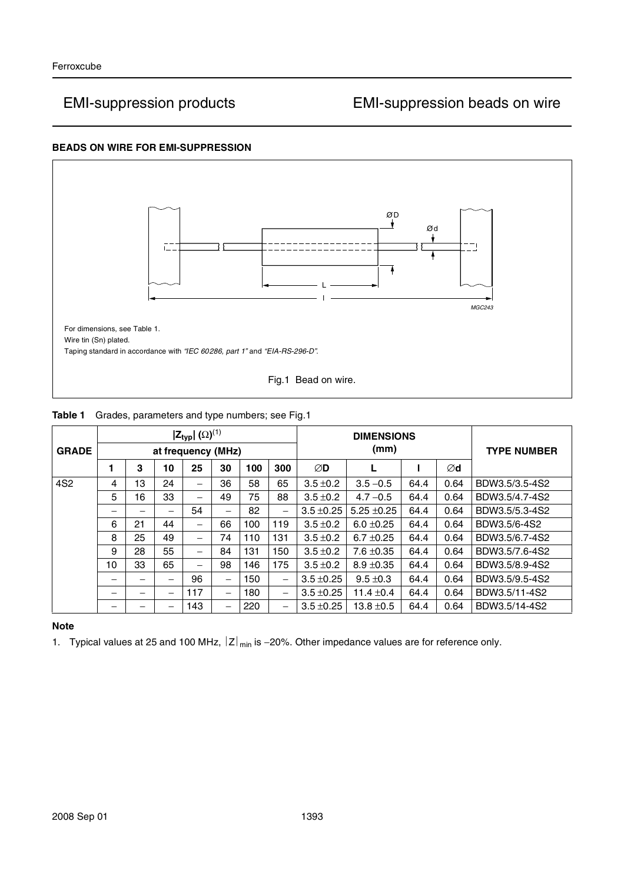## BEADS ON WIRE FOR EMI-SUPPRESSION

For dimensions, see Table 1.

Wire tin (Sn) plated.

Taping standard in accordance with *"IEC 60286, part 1"* and *"EIA-RS-296-D"*.

Fig.1 Bead on wire.

**Table 1** Grades, parameters and type numbers; see Fig.1

| GRADE | $\lvert Z_{typ} \rvert$ (Ω)[1] at frequency (MHz) | | | | | | | DIMENSIONS (mm) | | | | TYPE NUMBER |
|---|---|---|---|---|---|---|---|---|---|---|---|---|
| | 1 | 3 | 10 | 25 | 30 | 100 | 300 | ∅D | L | l | ∅d | |
| 4S2 | 4 | 13 | 24 | − | 36 | 58 | 65 | 3.5 ±0.2 | 3.5 −0.5 | 64.4 | 0.64 | BDW3.5/3.5-4S2 |
| | 5 | 16 | 33 | − | 49 | 75 | 88 | 3.5 ±0.2 | 4.7 −0.5 | 64.4 | 0.64 | BDW3.5/4.7-4S2 |
| | − | − | − | 54 | − | 82 | − | 3.5 ±0.25 | 5.25 ±0.25 | 64.4 | 0.64 | BDW3.5/5.3-4S2 |
| | 6 | 21 | 44 | − | 66 | 100 | 119 | 3.5 ±0.2 | 6.0 ±0.25 | 64.4 | 0.64 | BDW3.5/6-4S2 |
| | 8 | 25 | 49 | − | 74 | 110 | 131 | 3.5 ±0.2 | 6.7 ±0.25 | 64.4 | 0.64 | BDW3.5/6.7-4S2 |
| | 9 | 28 | 55 | − | 84 | 131 | 150 | 3.5 ±0.2 | 7.6 ±0.35 | 64.4 | 0.64 | BDW3.5/7.6-4S2 |
| | 10 | 33 | 65 | − | 98 | 146 | 175 | 3.5 ±0.2 | 8.9 ±0.35 | 64.4 | 0.64 | BDW3.5/8.9-4S2 |
| | − | − | − | 96 | − | 150 | − | 3.5 ±0.25 | 9.5 ±0.3 | 64.4 | 0.64 | BDW3.5/9.5-4S2 |
| | − | − | − | 117 | − | 180 | − | 3.5 ±0.25 | 11.4 ±0.4 | 64.4 | 0.64 | BDW3.5/11-4S2 |
| | − | − | − | 143 | − | 220 | − | 3.5 ±0.25 | 13.8 ±0.5 | 64.4 | 0.64 | BDW3.5/14-4S2 |

**Note**

1. Typical values at 25 and 100 MHz, $\lvert Z \rvert_{min}$ is −20%. Other impedance values are for reference only.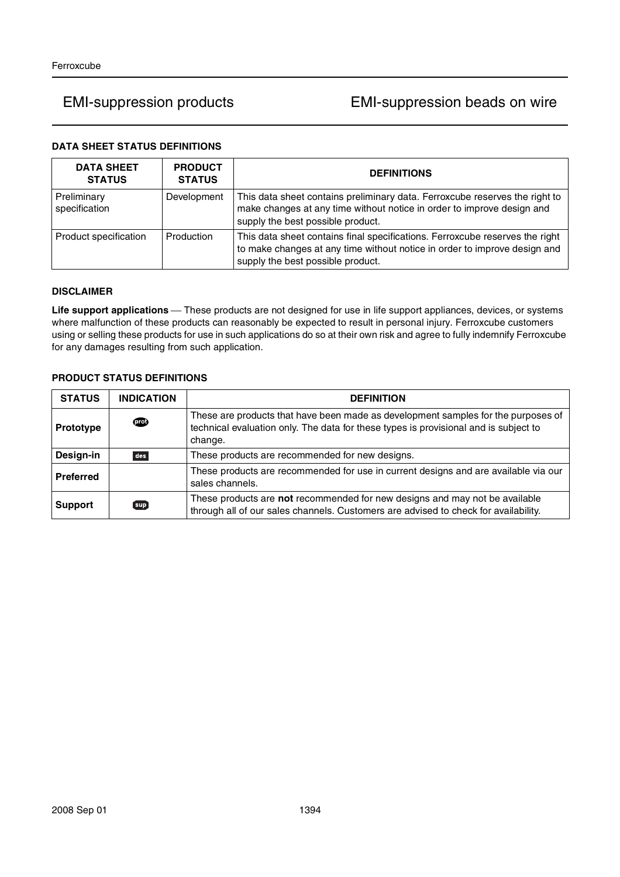## DATA SHEET STATUS DEFINITIONS

| DATA SHEET STATUS | PRODUCT STATUS | DEFINITIONS |
|---|---|---|
| Preliminary specification | Development | This data sheet contains preliminary data. Ferroxcube reserves the right to make changes at any time without notice in order to improve design and supply the best possible product. |
| Product specification | Production | This data sheet contains final specifications. Ferroxcube reserves the right to make changes at any time without notice in order to improve design and supply the best possible product. |

## DISCLAIMER

**Life support applications** — These products are not designed for use in life support appliances, devices, or systems where malfunction of these products can reasonably be expected to result in personal injury. Ferroxcube customers using or selling these products for use in such applications do so at their own risk and agree to fully indemnify Ferroxcube for any damages resulting from such application.

## PRODUCT STATUS DEFINITIONS

| STATUS | INDICATION | DEFINITION |
|---|---|---|
| **Prototype** | prot | These are products that have been made as development samples for the purposes of technical evaluation only. The data for these types is provisional and is subject to change. |
| **Design-in** | des | These products are recommended for new designs. |
| **Preferred** | | These products are recommended for use in current designs and are available via our sales channels. |
| **Support** | sup | These products are **not** recommended for new designs and may not be available through all of our sales channels. Customers are advised to check for availability. |